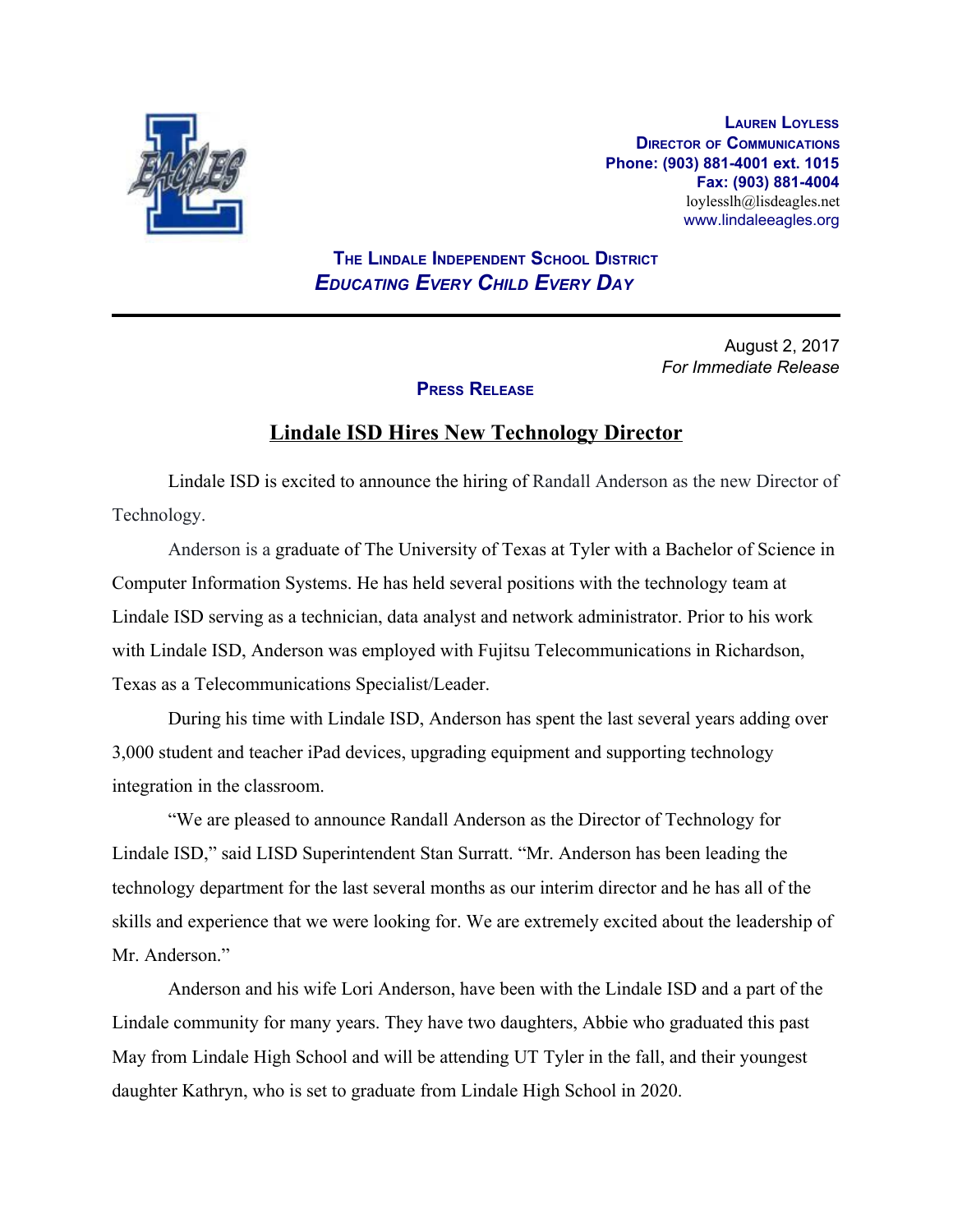**Lauren Loyless**
**Director of Communications**
**Phone: (903) 881-4001 ext. 1015**
**Fax: (903) 881-4004**
loylesslh@lisdeagles.net
www.lindaleeagles.org

**The Lindale Independent School District**
***Educating Every Child Every Day***

---

August 2, 2017
*For Immediate Release*

**Press Release**

# Lindale ISD Hires New Technology Director

Lindale ISD is excited to announce the hiring of Randall Anderson as the new Director of Technology.

Anderson is a graduate of The University of Texas at Tyler with a Bachelor of Science in Computer Information Systems. He has held several positions with the technology team at Lindale ISD serving as a technician, data analyst and network administrator. Prior to his work with Lindale ISD, Anderson was employed with Fujitsu Telecommunications in Richardson, Texas as a Telecommunications Specialist/Leader.

During his time with Lindale ISD, Anderson has spent the last several years adding over 3,000 student and teacher iPad devices, upgrading equipment and supporting technology integration in the classroom.

"We are pleased to announce Randall Anderson as the Director of Technology for Lindale ISD," said LISD Superintendent Stan Surratt. "Mr. Anderson has been leading the technology department for the last several months as our interim director and he has all of the skills and experience that we were looking for. We are extremely excited about the leadership of Mr. Anderson."

Anderson and his wife Lori Anderson, have been with the Lindale ISD and a part of the Lindale community for many years. They have two daughters, Abbie who graduated this past May from Lindale High School and will be attending UT Tyler in the fall, and their youngest daughter Kathryn, who is set to graduate from Lindale High School in 2020.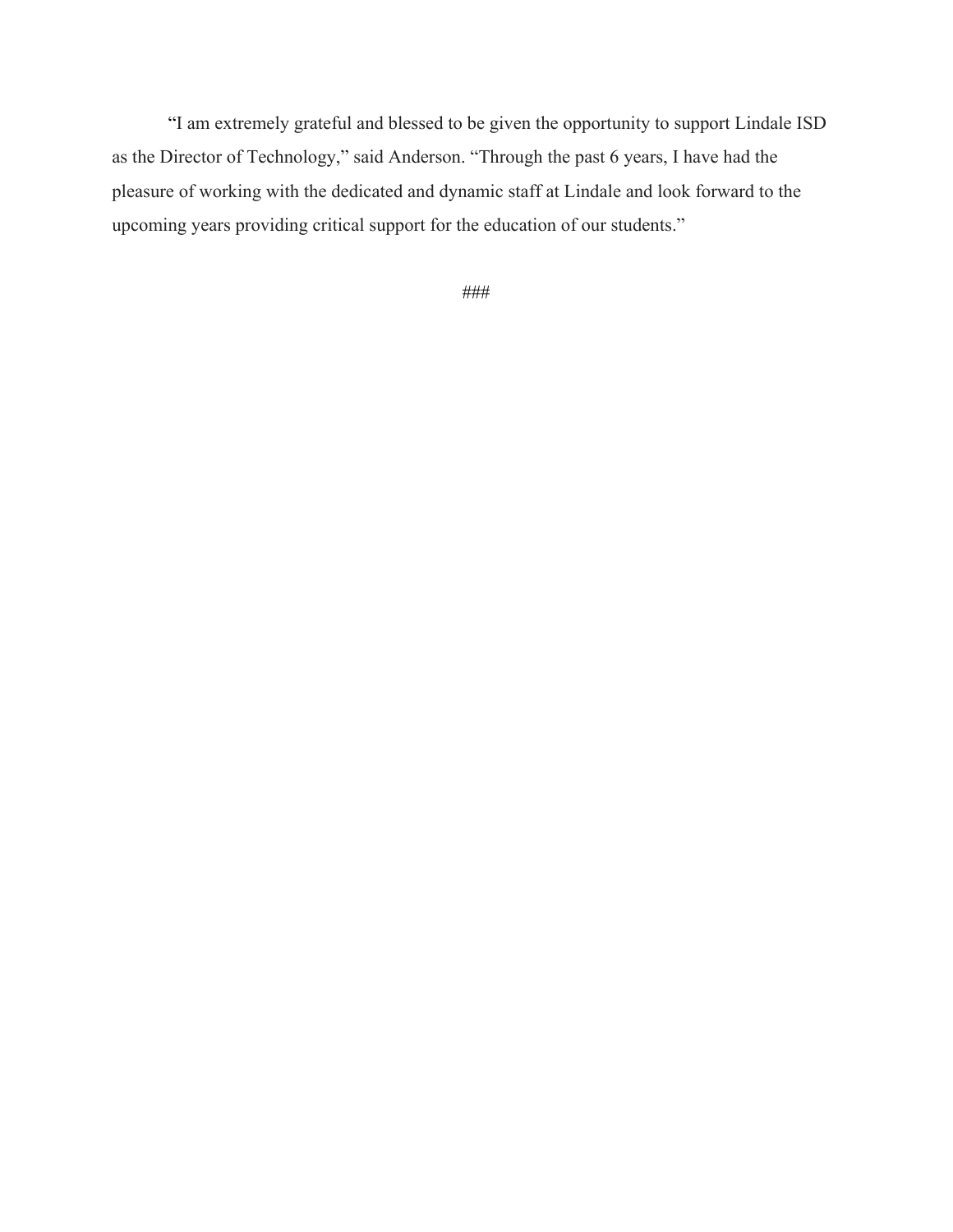"I am extremely grateful and blessed to be given the opportunity to support Lindale ISD as the Director of Technology," said Anderson. "Through the past 6 years, I have had the pleasure of working with the dedicated and dynamic staff at Lindale and look forward to the upcoming years providing critical support for the education of our students."

###